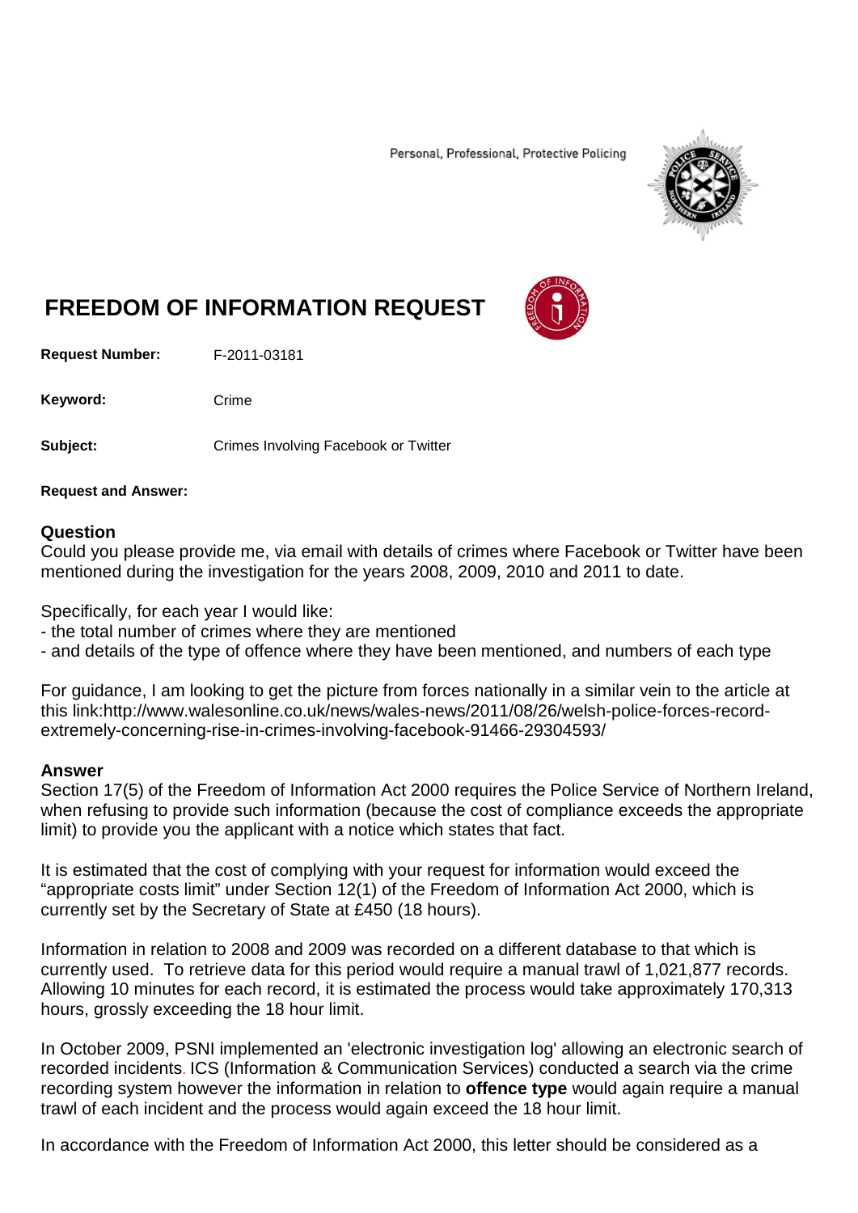Personal, Professional, Protective Policing

# FREEDOM OF INFORMATION REQUEST

**Request Number:** F-2011-03181

**Keyword:** Crime

**Subject:** Crimes Involving Facebook or Twitter

**Request and Answer:**

## Question

Could you please provide me, via email with details of crimes where Facebook or Twitter have been mentioned during the investigation for the years 2008, 2009, 2010 and 2011 to date.

Specifically, for each year I would like:

- the total number of crimes where they are mentioned
- and details of the type of offence where they have been mentioned, and numbers of each type

For guidance, I am looking to get the picture from forces nationally in a similar vein to the article at this link:http://www.walesonline.co.uk/news/wales-news/2011/08/26/welsh-police-forces-record-extremely-concerning-rise-in-crimes-involving-facebook-91466-29304593/

## Answer

Section 17(5) of the Freedom of Information Act 2000 requires the Police Service of Northern Ireland, when refusing to provide such information (because the cost of compliance exceeds the appropriate limit) to provide you the applicant with a notice which states that fact.

It is estimated that the cost of complying with your request for information would exceed the "appropriate costs limit" under Section 12(1) of the Freedom of Information Act 2000, which is currently set by the Secretary of State at £450 (18 hours).

Information in relation to 2008 and 2009 was recorded on a different database to that which is currently used. To retrieve data for this period would require a manual trawl of 1,021,877 records. Allowing 10 minutes for each record, it is estimated the process would take approximately 170,313 hours, grossly exceeding the 18 hour limit.

In October 2009, PSNI implemented an 'electronic investigation log' allowing an electronic search of recorded incidents. ICS (Information & Communication Services) conducted a search via the crime recording system however the information in relation to **offence type** would again require a manual trawl of each incident and the process would again exceed the 18 hour limit.

In accordance with the Freedom of Information Act 2000, this letter should be considered as a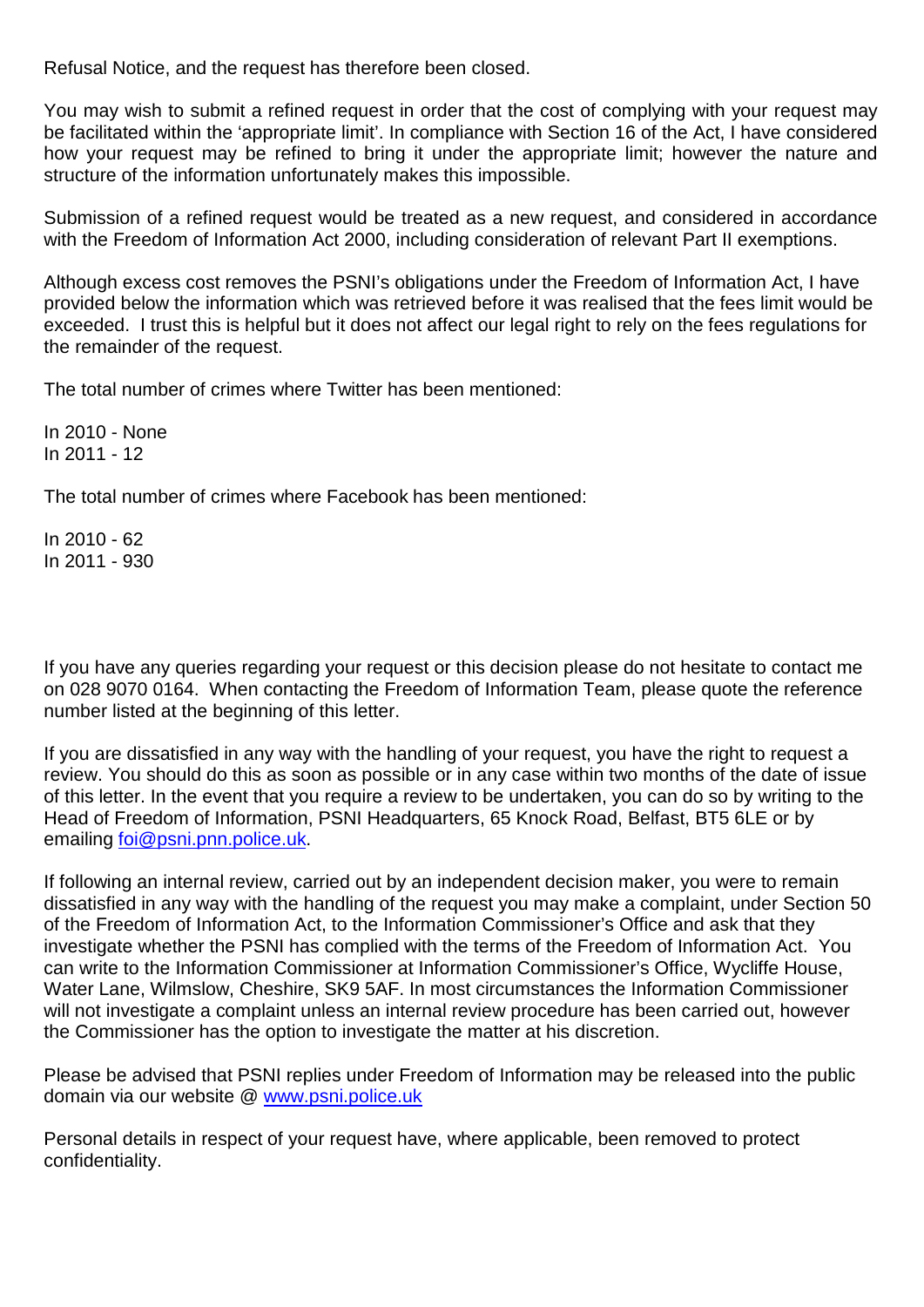Refusal Notice, and the request has therefore been closed.

You may wish to submit a refined request in order that the cost of complying with your request may be facilitated within the 'appropriate limit'. In compliance with Section 16 of the Act, I have considered how your request may be refined to bring it under the appropriate limit; however the nature and structure of the information unfortunately makes this impossible.

Submission of a refined request would be treated as a new request, and considered in accordance with the Freedom of Information Act 2000, including consideration of relevant Part II exemptions.

Although excess cost removes the PSNI's obligations under the Freedom of Information Act, I have provided below the information which was retrieved before it was realised that the fees limit would be exceeded. I trust this is helpful but it does not affect our legal right to rely on the fees regulations for the remainder of the request.

The total number of crimes where Twitter has been mentioned:

In 2010 - None
In 2011 - 12

The total number of crimes where Facebook has been mentioned:

In 2010 - 62
In 2011 - 930

If you have any queries regarding your request or this decision please do not hesitate to contact me on 028 9070 0164. When contacting the Freedom of Information Team, please quote the reference number listed at the beginning of this letter.

If you are dissatisfied in any way with the handling of your request, you have the right to request a review. You should do this as soon as possible or in any case within two months of the date of issue of this letter. In the event that you require a review to be undertaken, you can do so by writing to the Head of Freedom of Information, PSNI Headquarters, 65 Knock Road, Belfast, BT5 6LE or by emailing [foi@psni.pnn.police.uk](mailto:foi@psni.pnn.police.uk).

If following an internal review, carried out by an independent decision maker, you were to remain dissatisfied in any way with the handling of the request you may make a complaint, under Section 50 of the Freedom of Information Act, to the Information Commissioner's Office and ask that they investigate whether the PSNI has complied with the terms of the Freedom of Information Act. You can write to the Information Commissioner at Information Commissioner's Office, Wycliffe House, Water Lane, Wilmslow, Cheshire, SK9 5AF. In most circumstances the Information Commissioner will not investigate a complaint unless an internal review procedure has been carried out, however the Commissioner has the option to investigate the matter at his discretion.

Please be advised that PSNI replies under Freedom of Information may be released into the public domain via our website @ [www.psni.police.uk](http://www.psni.police.uk)

Personal details in respect of your request have, where applicable, been removed to protect confidentiality.